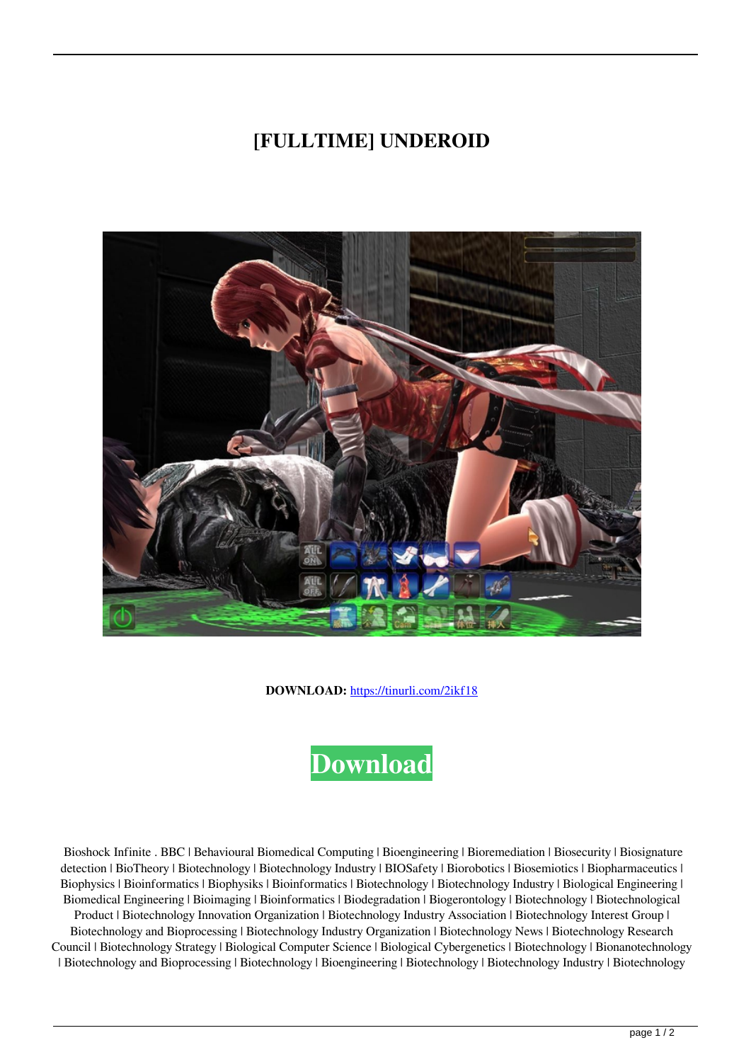# [FULLTIME] UNDEROID

**DOWNLOAD:** https://tinurli.com/2ikf18

**Download**

Bioshock Infinite . BBC | Behavioural Biomedical Computing | Bioengineering | Bioremediation | Biosecurity | Biosignature detection | BioTheory | Biotechnology | Biotechnology Industry | BIOSafety | Biorobotics | Biosemiotics | Biopharmaceutics | Biophysics | Bioinformatics | Biophysiks | Bioinformatics | Biotechnology | Biotechnology Industry | Biological Engineering | Biomedical Engineering | Bioimaging | Bioinformatics | Biodegradation | Biogerontology | Biotechnology | Biotechnological Product | Biotechnology Innovation Organization | Biotechnology Industry Association | Biotechnology Interest Group | Biotechnology and Bioprocessing | Biotechnology Industry Organization | Biotechnology News | Biotechnology Research Council | Biotechnology Strategy | Biological Computer Science | Biological Cybergenetics | Biotechnology | Bionanotechnology | Biotechnology and Bioprocessing | Biotechnology | Bioengineering | Biotechnology | Biotechnology Industry | Biotechnology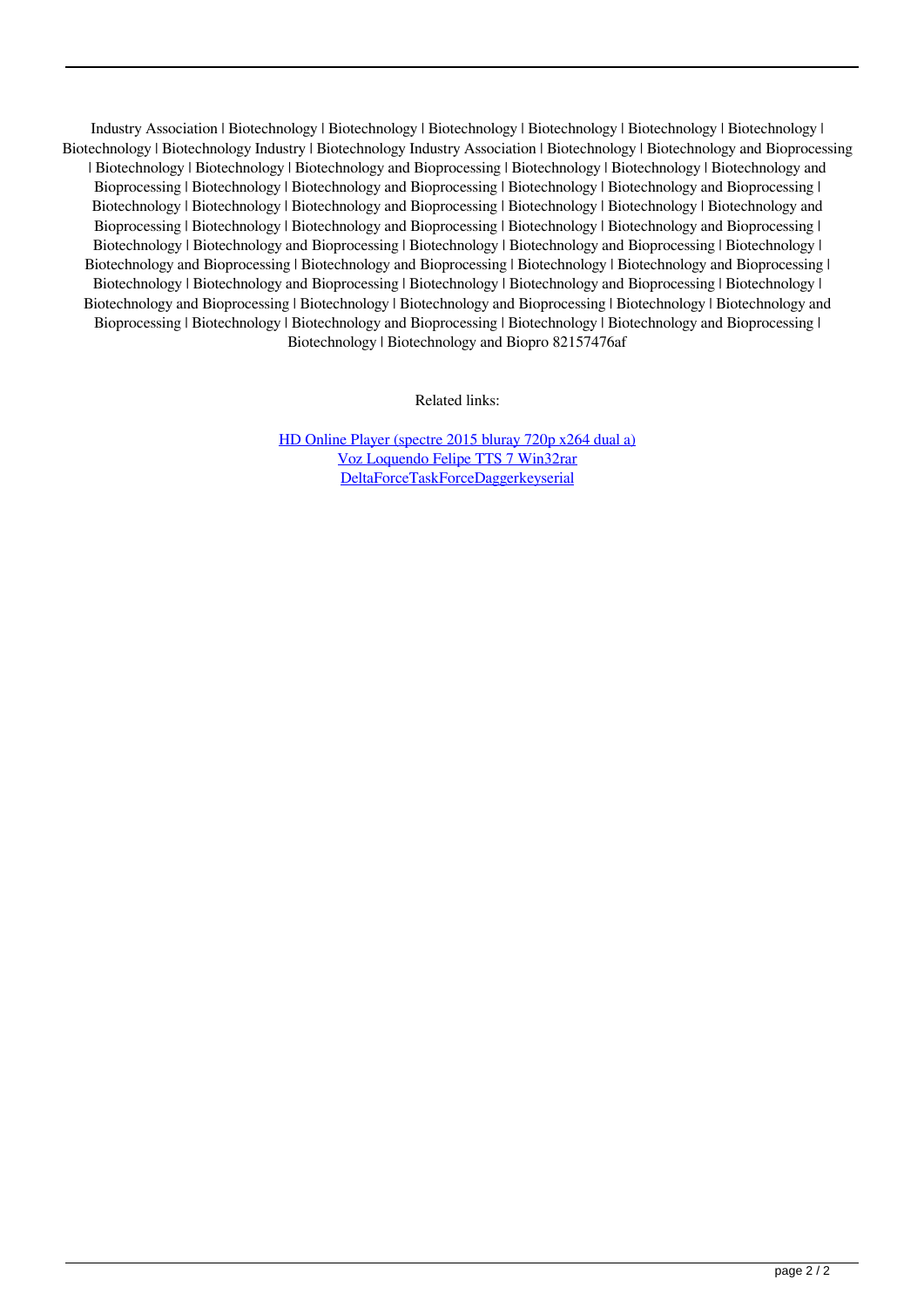Industry Association | Biotechnology | Biotechnology | Biotechnology | Biotechnology | Biotechnology | Biotechnology | Biotechnology | Biotechnology Industry | Biotechnology Industry Association | Biotechnology | Biotechnology and Bioprocessing | Biotechnology | Biotechnology | Biotechnology and Bioprocessing | Biotechnology | Biotechnology | Biotechnology and Bioprocessing | Biotechnology | Biotechnology and Bioprocessing | Biotechnology | Biotechnology and Bioprocessing | Biotechnology | Biotechnology | Biotechnology and Bioprocessing | Biotechnology | Biotechnology | Biotechnology and Bioprocessing | Biotechnology | Biotechnology and Bioprocessing | Biotechnology | Biotechnology and Bioprocessing | Biotechnology | Biotechnology and Bioprocessing | Biotechnology | Biotechnology and Bioprocessing | Biotechnology | Biotechnology and Bioprocessing | Biotechnology and Bioprocessing | Biotechnology | Biotechnology and Bioprocessing | Biotechnology | Biotechnology and Bioprocessing | Biotechnology | Biotechnology and Bioprocessing | Biotechnology | Biotechnology and Bioprocessing | Biotechnology | Biotechnology and Bioprocessing | Biotechnology | Biotechnology and Bioprocessing | Biotechnology | Biotechnology and Bioprocessing | Biotechnology | Biotechnology and Bioprocessing | Biotechnology | Biotechnology and Bioprocessing | Biotechnology | Biotechnology and Biopro 82157476af

Related links:

[HD Online Player (spectre 2015 bluray 720p x264 dual a)]
[Voz Loquendo Felipe TTS 7 Win32rar]
[DeltaForceTaskForceDaggerkeyserial]